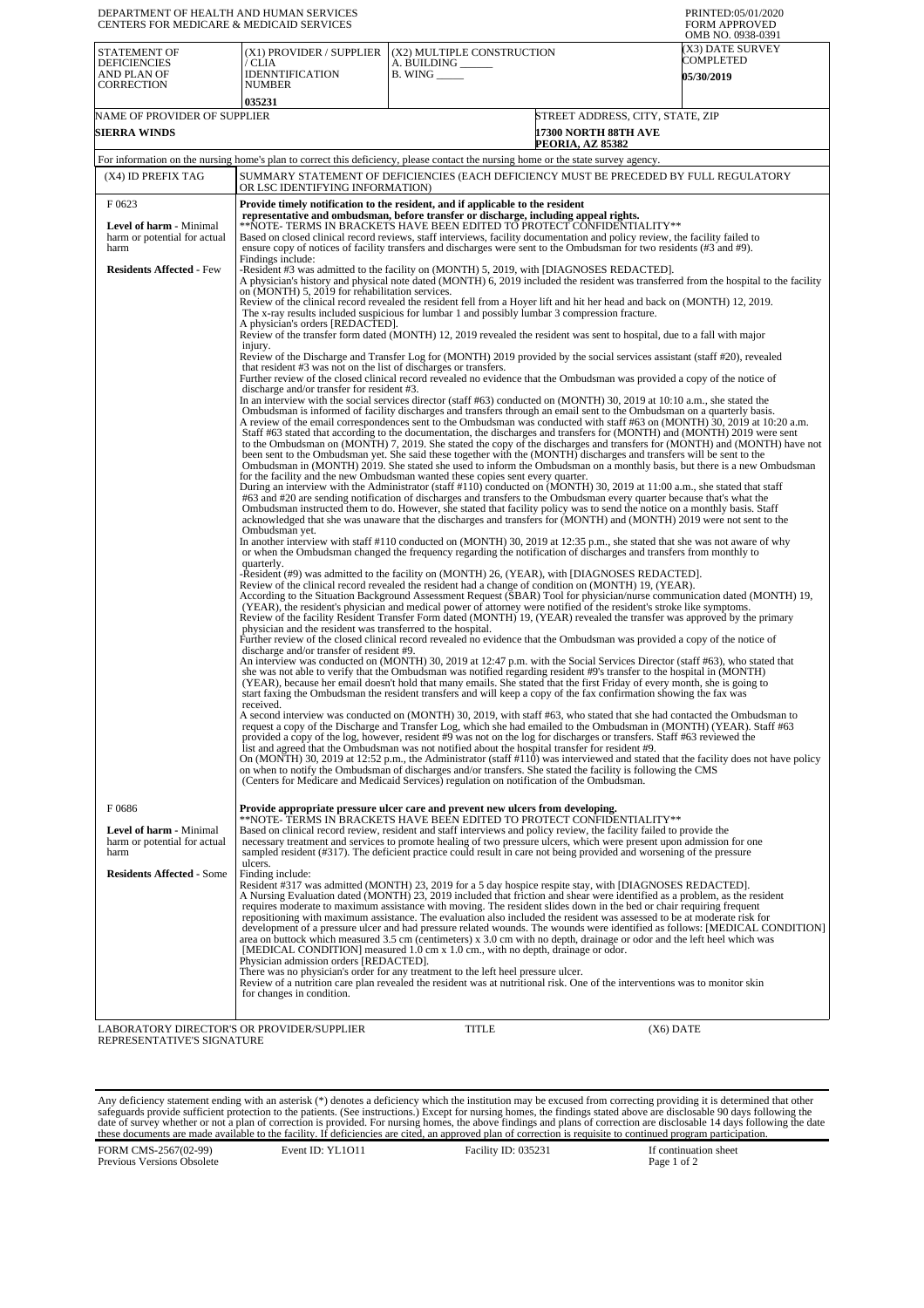DEPARTMENT OF HEALTH AND HUMAN SERVICES
CENTERS FOR MEDICARE & MEDICAID SERVICES

PRINTED:05/01/2020
FORM APPROVED
OMB NO. 0938-0391

| STATEMENT OF DEFICIENCIES AND PLAN OF CORRECTION | (X1) PROVIDER / SUPPLIER / CLIA IDENNTIFICATION NUMBER | (X2) MULTIPLE CONSTRUCTION A. BUILDING ______ B. WING _____ | (X3) DATE SURVEY COMPLETED |
|---|---|---|---|
| | 035231 | | 05/30/2019 |

| NAME OF PROVIDER OF SUPPLIER | STREET ADDRESS, CITY, STATE, ZIP |
|---|---|
| SIERRA WINDS | 17300 NORTH 88TH AVE PEORIA, AZ 85382 |

For information on the nursing home's plan to correct this deficiency, please contact the nursing home or the state survey agency.

| (X4) ID PREFIX TAG | SUMMARY STATEMENT OF DEFICIENCIES (EACH DEFICIENCY MUST BE PRECEDED BY FULL REGULATORY OR LSC IDENTIFYING INFORMATION) |
|---|---|
| F 0623<br><br>**Level of harm** - Minimal harm or potential for actual harm<br><br>**Residents Affected** - Few | **Provide timely notification to the resident, and if applicable to the resident representative and ombudsman, before transfer or discharge, including appeal rights.**<br>**NOTE- TERMS IN BRACKETS HAVE BEEN EDITED TO PROTECT CONFIDENTIALITY**<br>Based on closed clinical record reviews, staff interviews, facility documentation and policy review, the facility failed to ensure copy of notices of facility transfers and discharges were sent to the Ombudsman for two residents (#3 and #9).<br>Findings include:<br>-Resident #3 was admitted to the facility on (MONTH) 5, 2019, with [DIAGNOSES REDACTED].<br>A physician's history and physical note dated (MONTH) 6, 2019 included the resident was transferred from the hospital to the facility on (MONTH) 5, 2019 for rehabilitation services.<br>Review of the clinical record revealed the resident fell from a Hoyer lift and hit her head and back on (MONTH) 12, 2019.<br>The x-ray results included suspicious for lumbar 1 and possibly lumbar 3 compression fracture.<br>A physician's orders [REDACTED].<br>Review of the transfer form dated (MONTH) 12, 2019 revealed the resident was sent to hospital, due to a fall with major injury.<br>Review of the Discharge and Transfer Log for (MONTH) 2019 provided by the social services assistant (staff #20), revealed that resident #3 was not on the list of discharges or transfers.<br>Further review of the closed clinical record revealed no evidence that the Ombudsman was provided a copy of the notice of discharge and/or transfer for resident #3.<br>In an interview with the social services director (staff #63) conducted on (MONTH) 30, 2019 at 10:10 a.m., she stated the Ombudsman is informed of facility discharges and transfers through an email sent to the Ombudsman on a quarterly basis.<br>A review of the email correspondences sent to the Ombudsman was conducted with staff #63 on (MONTH) 30, 2019 at 10:20 a.m. Staff #63 stated that according to the documentation, the discharges and transfers for (MONTH) and (MONTH) 2019 were sent to the Ombudsman on (MONTH) 7, 2019. She stated the copy of the discharges and transfers for (MONTH) and (MONTH) have not been sent to the Ombudsman yet. She said these together with the (MONTH) discharges and transfers will be sent to the Ombudsman in (MONTH) 2019. She stated she used to inform the Ombudsman on a monthly basis, but there is a new Ombudsman for the facility and the new Ombudsman wanted these copies sent every quarter.<br>During an interview with the Administrator (staff #110) conducted on (MONTH) 30, 2019 at 11:00 a.m., she stated that staff #63 and #20 are sending notification of discharges and transfers to the Ombudsman every quarter because that's what the Ombudsman instructed them to do. However, she stated that facility policy was to send the notice on a monthly basis. Staff acknowledged that she was unaware that the discharges and transfers for (MONTH) and (MONTH) 2019 were not sent to the Ombudsman yet.<br>In another interview with staff #110 conducted on (MONTH) 30, 2019 at 12:35 p.m., she stated that she was not aware of why or when the Ombudsman changed the frequency regarding the notification of discharges and transfers from monthly to quarterly.<br>-Resident (#9) was admitted to the facility on (MONTH) 26, (YEAR), with [DIAGNOSES REDACTED].<br>Review of the clinical record revealed the resident had a change of condition on (MONTH) 19, (YEAR).<br>According to the Situation Background Assessment Request (SBAR) Tool for physician/nurse communication dated (MONTH) 19, (YEAR), the resident's physician and medical power of attorney were notified of the resident's stroke like symptoms.<br>Review of the facility Resident Transfer Form dated (MONTH) 19, (YEAR) revealed the transfer was approved by the primary physician and the resident was transferred to the hospital.<br>Further review of the closed clinical record revealed no evidence that the Ombudsman was provided a copy of the notice of discharge and/or transfer of resident #9.<br>An interview was conducted on (MONTH) 30, 2019 at 12:47 p.m. with the Social Services Director (staff #63), who stated that she was not able to verify that the Ombudsman was notified regarding resident #9's transfer to the hospital in (MONTH) (YEAR), because her email doesn't hold that many emails. She stated that the first Friday of every month, she is going to start faxing the Ombudsman the resident transfers and will keep a copy of the fax confirmation showing the fax was received.<br>A second interview was conducted on (MONTH) 30, 2019, with staff #63, who stated that she had contacted the Ombudsman to request a copy of the Discharge and Transfer Log, which she had emailed to the Ombudsman in (MONTH) (YEAR). Staff #63 provided a copy of the log, however, resident #9 was not on the log for discharges or transfers. Staff #63 reviewed the list and agreed that the Ombudsman was not notified about the hospital transfer for resident #9.<br>On (MONTH) 30, 2019 at 12:52 p.m., the Administrator (staff #110) was interviewed and stated that the facility does not have policy on when to notify the Ombudsman of discharges and/or transfers. She stated the facility is following the CMS (Centers for Medicare and Medicaid Services) regulation on notification of the Ombudsman. |
| F 0686<br><br>**Level of harm** - Minimal harm or potential for actual harm<br><br>**Residents Affected** - Some | **Provide appropriate pressure ulcer care and prevent new ulcers from developing.**<br>**NOTE- TERMS IN BRACKETS HAVE BEEN EDITED TO PROTECT CONFIDENTIALITY**<br>Based on clinical record review, resident and staff interviews and policy review, the facility failed to provide the necessary treatment and services to promote healing of two pressure ulcers, which were present upon admission for one sampled resident (#317). The deficient practice could result in care not being provided and worsening of the pressure ulcers.<br>Finding include:<br>Resident #317 was admitted (MONTH) 23, 2019 for a 5 day hospice respite stay, with [DIAGNOSES REDACTED].<br>A Nursing Evaluation dated (MONTH) 23, 2019 included that friction and shear were identified as a problem, as the resident requires moderate to maximum assistance with moving. The resident slides down in the bed or chair requiring frequent repositioning with maximum assistance. The evaluation also included the resident was assessed to be at moderate risk for development of a pressure ulcer and had pressure related wounds. The wounds were identified as follows: [MEDICAL CONDITION] area on buttock which measured 3.5 cm (centimeters) x 3.0 cm with no depth, drainage or odor and the left heel which was [MEDICAL CONDITION] measured 1.0 cm x 1.0 cm., with no depth, drainage or odor.<br>Physician admission orders [REDACTED].<br>There was no physician's order for any treatment to the left heel pressure ulcer.<br>Review of a nutrition care plan revealed the resident was at nutritional risk. One of the interventions was to monitor skin for changes in condition. |

| LABORATORY DIRECTOR'S OR PROVIDER/SUPPLIER REPRESENTATIVE'S SIGNATURE | TITLE | (X6) DATE |
|---|---|---|

Any deficiency statement ending with an asterisk (*) denotes a deficiency which the institution may be excused from correcting providing it is determined that other safeguards provide sufficient protection to the patients. (See instructions.) Except for nursing homes, the findings stated above are disclosable 90 days following the date of survey whether or not a plan of correction is provided. For nursing homes, the above findings and plans of correction are disclosable 14 days following the date these documents are made available to the facility. If deficiencies are cited, an approved plan of correction is requisite to continued program participation.

FORM CMS-2567(02-99) Previous Versions Obsolete | Event ID: YL1O11 | Facility ID: 035231 | If continuation sheet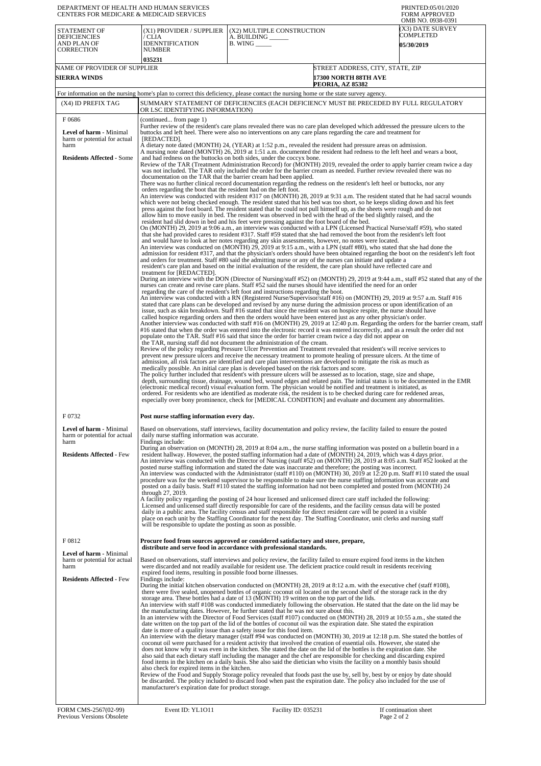DEPARTMENT OF HEALTH AND HUMAN SERVICES
CENTERS FOR MEDICARE & MEDICAID SERVICES

PRINTED:05/01/2020
FORM APPROVED
OMB NO. 0938-0391

| STATEMENT OF DEFICIENCIES AND PLAN OF CORRECTION | (X1) PROVIDER / SUPPLIER / CLIA IDENNTIFICATION NUMBER | (X2) MULTIPLE CONSTRUCTION A. BUILDING ______ B. WING _____ | (X3) DATE SURVEY COMPLETED |
|---|---|---|---|
| | 035231 | | 05/30/2019 |

| NAME OF PROVIDER OF SUPPLIER | STREET ADDRESS, CITY, STATE, ZIP |
|---|---|
| SIERRA WINDS | 17300 NORTH 88TH AVE PEORIA, AZ 85382 |

For information on the nursing home's plan to correct this deficiency, please contact the nursing home or the state survey agency.

| (X4) ID PREFIX TAG | SUMMARY STATEMENT OF DEFICIENCIES (EACH DEFICIENCY MUST BE PRECEDED BY FULL REGULATORY OR LSC IDENTIFYING INFORMATION) |
|---|---|
| F 0686<br><br>**Level of harm** - Minimal harm or potential for actual harm<br><br>**Residents Affected** - Some | (continued... from page 1)<br>Further review of the resident's care plans revealed there was no care plan developed which addressed the pressure ulcers to the buttocks and left heel. There were also no interventions on any care plans regarding the care and treatment for [REDACTED].<br>A dietary note dated (MONTH) 24, (YEAR) at 1:52 p.m., revealed the resident had pressure areas on admission.<br>A nursing note dated (MONTH) 26, 2019 at 1:51 a.m. documented the resident had redness to the left heel and wears a boot, and had redness on the buttocks on both sides, under the coccyx bone.<br>Review of the TAR (Treatment Administration Record) for (MONTH) 2019, revealed the order to apply barrier cream twice a day was not included. The TAR only included the order for the barrier cream as needed. Further review revealed there was no documentation on the TAR that the barrier cream had been applied.<br>There was no further clinical record documentation regarding the redness on the resident's left heel or buttocks, nor any orders regarding the boot that the resident had on the left foot.<br>An interview was conducted with resident #317 on (MONTH) 28, 2019 at 9:31 a.m. The resident stated that he had sacral wounds which were not being checked enough. The resident stated that his bed was too short, so he keeps sliding down and his feet press against the foot board. The resident stated that he could not pull himself up, as the sheets were rough and do not allow him to move easily in bed. The resident was observed in bed with the head of the bed slightly raised, and the resident had slid down in bed and his feet were pressing against the foot board of the bed.<br>On (MONTH) 29, 2019 at 9:06 a.m., an interview was conducted with a LPN (Licensed Practical Nurse/staff #59), who stated that she had provided cares to resident #317. Staff #59 stated that she had removed the boot from the resident's left foot and would have to look at her notes regarding any skin assessments, however, no notes were located.<br>An interview was conducted on (MONTH) 29, 2019 at 9:15 a.m., with a LPN (staff #80), who stated that she had done the admission for resident #317, and that the physician's orders should have been obtained regarding the boot on the resident's left foot and orders for treatment. Staff #80 said the admitting nurse or any of the nurses can initiate and update a resident's care plan and based on the initial evaluation of the resident, the care plan should have reflected care and treatment for [REDACTED].<br>During an interview with the DON (Director of Nursing/staff #52) on (MONTH) 29, 2019 at 9:44 a.m., staff #52 stated that any of the nurses can create and revise care plans. Staff #52 said the nurses should have identified the need for an order regarding the care of the resident's left foot and instructions regarding the boot.<br>An interview was conducted with a RN (Registered Nurse/Supervisor/staff #16) on (MONTH) 29, 2019 at 9:57 a.m. Staff #16 stated that care plans can be developed and revised by any nurse during the admission process or upon identification of an issue, such as skin breakdown. Staff #16 stated that since the resident was on hospice respite, the nurse should have called hospice regarding orders and then the orders would have been entered just as any other physician's order.<br>Another interview was conducted with staff #16 on (MONTH) 29, 2019 at 12:40 p.m. Regarding the orders for the barrier cream, staff #16 stated that when the order was entered into the electronic record it was entered incorrectly, and as a result the order did not populate onto the TAR. Staff #16 said that since the order for barrier cream twice a day did not appear on the TAR, nursing staff did not document the administration of the cream.<br>Review of the policy regarding Pressure Ulcer Prevention and Treatment revealed that resident's will receive services to prevent new pressure ulcers and receive the necessary treatment to promote healing of pressure ulcers. At the time of admission, all risk factors are identified and care plan interventions are developed to mitigate the risk as much as medically possible. An initial care plan is developed based on the risk factors and score.<br>The policy further included that resident's with pressure ulcers will be assessed as to location, stage, size and shape, depth, surrounding tissue, drainage, wound bed, wound edges and related pain. The initial status is to be documented in the EMR (electronic medical record) visual evaluation form. The physician would be notified and treatment is initiated, as ordered. For residents who are identified as moderate risk, the resident is to be checked during care for reddened areas, especially over bony prominence, check for [MEDICAL CONDITION] and evaluate and document any abnormalities. |
| F 0732<br><br>**Level of harm** - Minimal harm or potential for actual harm<br><br>**Residents Affected** - Few | **Post nurse staffing information every day.**<br><br>Based on observations, staff interviews, facility documentation and policy review, the facility failed to ensure the posted daily nurse staffing information was accurate.<br>Findings include:<br>During an observation on (MONTH) 28, 2019 at 8:04 a.m., the nurse staffing information was posted on a bulletin board in a resident hallway. However, the posted staffing information had a date of (MONTH) 24, 2019, which was 4 days prior.<br>An interview was conducted with the Director of Nursing (staff #52) on (MONTH) 28, 2019 at 8:05 a.m. Staff #52 looked at the posted nurse staffing information and stated the date was inaccurate and therefore; the posting was incorrect.<br>An interview was conducted with the Administrator (staff #110) on (MONTH) 30, 2019 at 12:20 p.m. Staff #110 stated the usual procedure was for the weekend supervisor to be responsible to make sure the nurse staffing information was accurate and posted on a daily basis. Staff #110 stated the staffing information had not been completed and posted from (MONTH) 24 through 27, 2019.<br>A facility policy regarding the posting of 24 hour licensed and unlicensed direct care staff included the following: Licensed and unlicensed staff directly responsible for care of the residents, and the facility census data will be posted daily in a public area. The facility census and staff responsible for direct resident care will be posted in a visible place on each unit by the Staffing Coordinator for the next day. The Staffing Coordinator, unit clerks and nursing staff will be responsible to update the posting as soon as possible. |
| F 0812<br><br>**Level of harm** - Minimal harm or potential for actual harm<br><br>**Residents Affected** - Few | **Procure food from sources approved or considered satisfactory and store, prepare, distribute and serve food in accordance with professional standards.**<br><br>Based on observations, staff interviews and policy review, the facility failed to ensure expired food items in the kitchen were discarded and not readily available for resident use. The deficient practice could result in residents receiving expired food items, resulting in possible food borne illnesses.<br>Findings include:<br>During the initial kitchen observation conducted on (MONTH) 28, 2019 at 8:12 a.m. with the executive chef (staff #108), there were five sealed, unopened bottles of organic coconut oil located on the second shelf of the storage rack in the dry storage area. These bottles had a date of 13 (MONTH) 19 written on the top part of the lids.<br>An interview with staff #108 was conducted immediately following the observation. He stated that the date on the lid may be the manufacturing dates. However, he further stated that he was not sure about this.<br>In an interview with the Director of Food Services (staff #107) conducted on (MONTH) 28, 2019 at 10:55 a.m., she stated the date written on the top part of the lid of the bottles of coconut oil was the expiration date. She stated the expiration date is more of a quality issue than a safety issue for this food item.<br>An interview with the dietary manager (staff #94 was conducted on (MONTH) 30, 2019 at 12:18 p.m. She stated the bottles of coconut oil were purchased for a resident activity that involved the creation of essential oils. However, she stated she does not know why it was even in the kitchen. She stated the date on the lid of the bottles is the expiration date. She also said that each dietary staff including the manager and the chef are responsible for checking and discarding expired food items in the kitchen on a daily basis. She also said the dietician who visits the facility on a monthly basis should also check for expired items in the kitchen.<br>Review of the Food and Supply Storage policy revealed that foods past the use by, sell by, best by or enjoy by date should be discarded. The policy included to discard food when past the expiration date. The policy also included for the use of manufacturer's expiration date for product storage. |

FORM CMS-2567(02-99) Previous Versions Obsolete | Event ID: YL1O11 | Facility ID: 035231 | If continuation sheet